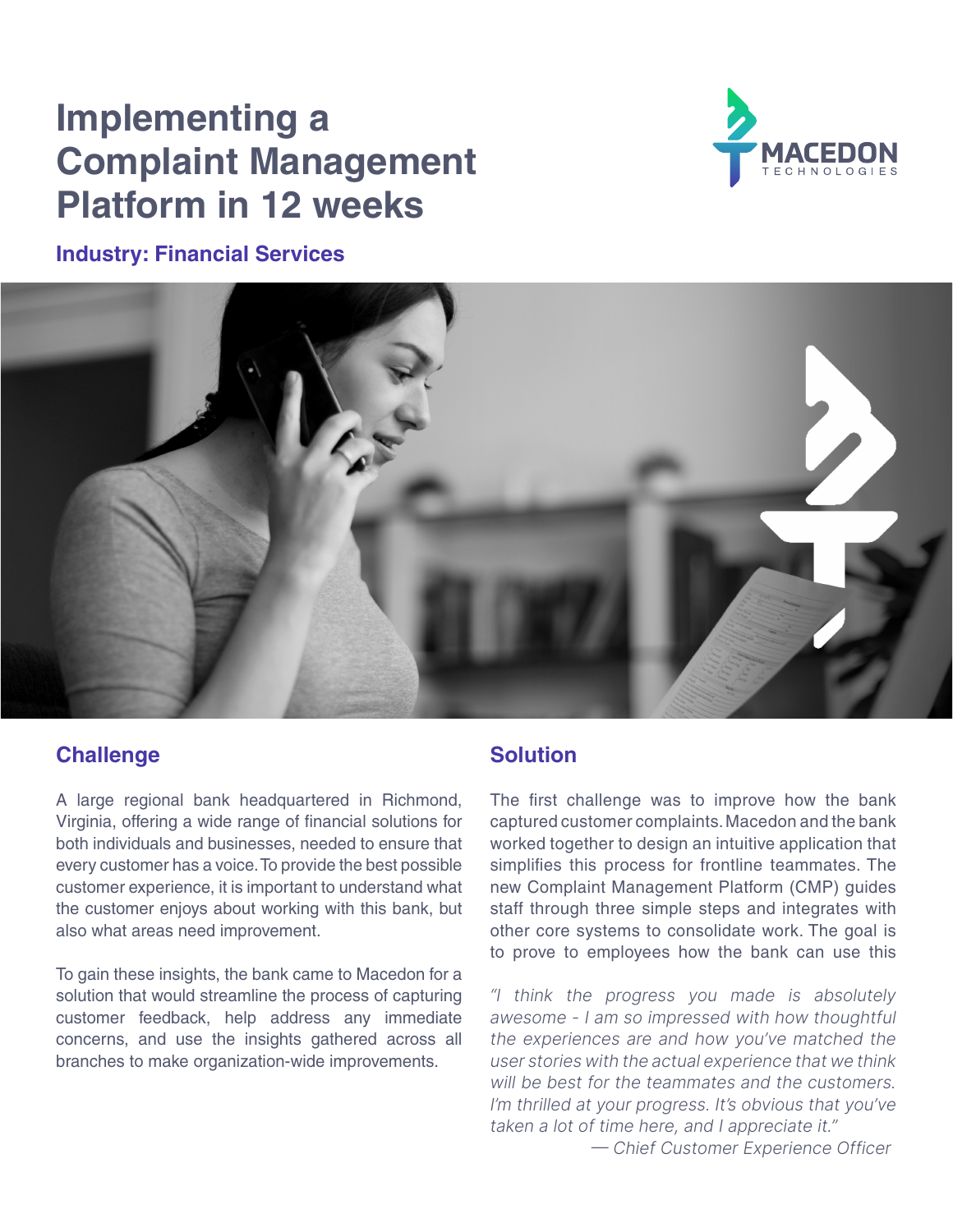# Implementing a Complaint Management Platform in 12 weeks

MACEDON TECHNOLOGIES

**Industry: Financial Services**

## Challenge

A large regional bank headquartered in Richmond, Virginia, offering a wide range of financial solutions for both individuals and businesses, needed to ensure that every customer has a voice. To provide the best possible customer experience, it is important to understand what the customer enjoys about working with this bank, but also what areas need improvement.

To gain these insights, the bank came to Macedon for a solution that would streamline the process of capturing customer feedback, help address any immediate concerns, and use the insights gathered across all branches to make organization-wide improvements.

## Solution

The first challenge was to improve how the bank captured customer complaints. Macedon and the bank worked together to design an intuitive application that simplifies this process for frontline teammates. The new Complaint Management Platform (CMP) guides staff through three simple steps and integrates with other core systems to consolidate work. The goal is to prove to employees how the bank can use this

*"I think the progress you made is absolutely awesome - I am so impressed with how thoughtful the experiences are and how you've matched the user stories with the actual experience that we think will be best for the teammates and the customers. I'm thrilled at your progress. It's obvious that you've taken a lot of time here, and I appreciate it."*

*— Chief Customer Experience Officer*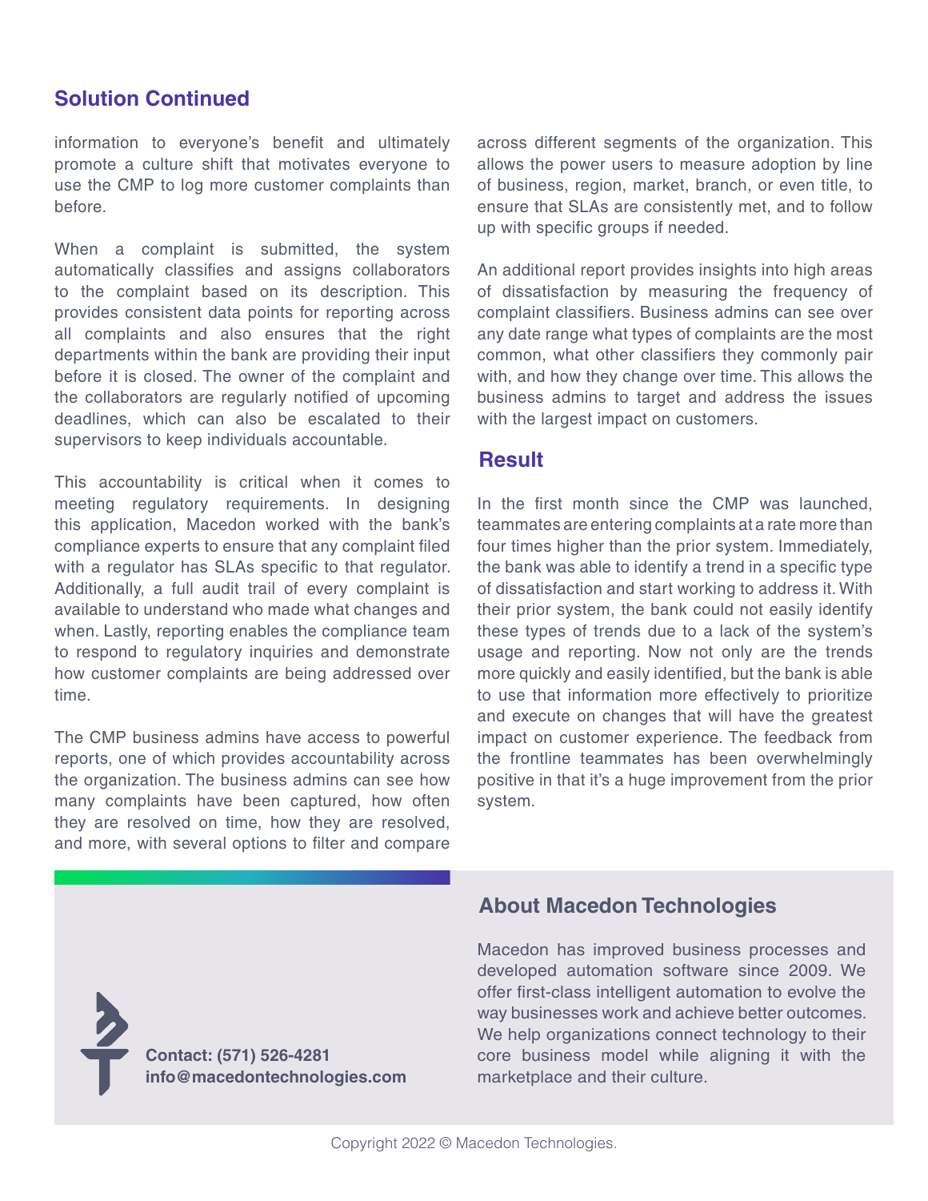## Solution Continued

information to everyone's benefit and ultimately promote a culture shift that motivates everyone to use the CMP to log more customer complaints than before.

When a complaint is submitted, the system automatically classifies and assigns collaborators to the complaint based on its description. This provides consistent data points for reporting across all complaints and also ensures that the right departments within the bank are providing their input before it is closed. The owner of the complaint and the collaborators are regularly notified of upcoming deadlines, which can also be escalated to their supervisors to keep individuals accountable.

This accountability is critical when it comes to meeting regulatory requirements. In designing this application, Macedon worked with the bank's compliance experts to ensure that any complaint filed with a regulator has SLAs specific to that regulator. Additionally, a full audit trail of every complaint is available to understand who made what changes and when. Lastly, reporting enables the compliance team to respond to regulatory inquiries and demonstrate how customer complaints are being addressed over time.

The CMP business admins have access to powerful reports, one of which provides accountability across the organization. The business admins can see how many complaints have been captured, how often they are resolved on time, how they are resolved, and more, with several options to filter and compare across different segments of the organization. This allows the power users to measure adoption by line of business, region, market, branch, or even title, to ensure that SLAs are consistently met, and to follow up with specific groups if needed.

An additional report provides insights into high areas of dissatisfaction by measuring the frequency of complaint classifiers. Business admins can see over any date range what types of complaints are the most common, what other classifiers they commonly pair with, and how they change over time. This allows the business admins to target and address the issues with the largest impact on customers.

## Result

In the first month since the CMP was launched, teammates are entering complaints at a rate more than four times higher than the prior system. Immediately, the bank was able to identify a trend in a specific type of dissatisfaction and start working to address it. With their prior system, the bank could not easily identify these types of trends due to a lack of the system's usage and reporting. Now not only are the trends more quickly and easily identified, but the bank is able to use that information more effectively to prioritize and execute on changes that will have the greatest impact on customer experience. The feedback from the frontline teammates has been overwhelmingly positive in that it's a huge improvement from the prior system.

**Contact: (571) 526-4281**
**info@macedontechnologies.com**

## About Macedon Technologies

Macedon has improved business processes and developed automation software since 2009. We offer first-class intelligent automation to evolve the way businesses work and achieve better outcomes. We help organizations connect technology to their core business model while aligning it with the marketplace and their culture.

Copyright 2022 © Macedon Technologies.